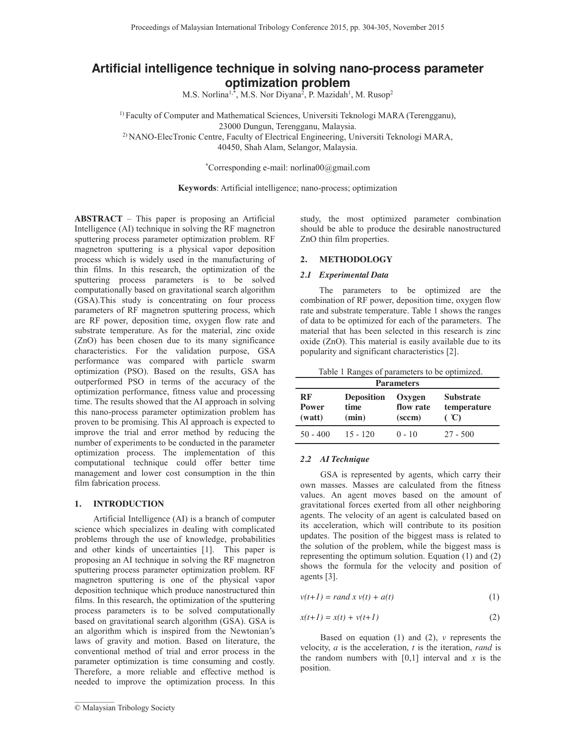# Artificial intelligence technique in solving nano-process parameter optimization problem

M.S. Norlina[1,*], M.S. Nor Diyana[2], P. Mazidah[1], M. Rusop[2]

[1] Faculty of Computer and Mathematical Sciences, Universiti Teknologi MARA (Terengganu), 23000 Dungun, Terengganu, Malaysia.
[2] NANO-ElecTronic Centre, Faculty of Electrical Engineering, Universiti Teknologi MARA, 40450, Shah Alam, Selangor, Malaysia.

[*]Corresponding e-mail: norlina00@gmail.com

**Keywords**: Artificial intelligence; nano-process; optimization

**ABSTRACT** – This paper is proposing an Artificial Intelligence (AI) technique in solving the RF magnetron sputtering process parameter optimization problem. RF magnetron sputtering is a physical vapor deposition process which is widely used in the manufacturing of thin films. In this research, the optimization of the sputtering process parameters is to be solved computationally based on gravitational search algorithm (GSA).This study is concentrating on four process parameters of RF magnetron sputtering process, which are RF power, deposition time, oxygen flow rate and substrate temperature. As for the material, zinc oxide (ZnO) has been chosen due to its many significance characteristics. For the validation purpose, GSA performance was compared with particle swarm optimization (PSO). Based on the results, GSA has outperformed PSO in terms of the accuracy of the optimization performance, fitness value and processing time. The results showed that the AI approach in solving this nano-process parameter optimization problem has proven to be promising. This AI approach is expected to improve the trial and error method by reducing the number of experiments to be conducted in the parameter optimization process. The implementation of this computational technique could offer better time management and lower cost consumption in the thin film fabrication process.

## 1. INTRODUCTION

Artificial Intelligence (AI) is a branch of computer science which specializes in dealing with complicated problems through the use of knowledge, probabilities and other kinds of uncertainties [1]. This paper is proposing an AI technique in solving the RF magnetron sputtering process parameter optimization problem. RF magnetron sputtering is one of the physical vapor deposition technique which produce nanostructured thin films. In this research, the optimization of the sputtering process parameters is to be solved computationally based on gravitational search algorithm (GSA). GSA is an algorithm which is inspired from the Newtonian's laws of gravity and motion. Based on literature, the conventional method of trial and error process in the parameter optimization is time consuming and costly. Therefore, a more reliable and effective method is needed to improve the optimization process. In this study, the most optimized parameter combination should be able to produce the desirable nanostructured ZnO thin film properties.

## 2. METHODOLOGY

### *2.1 Experimental Data*

The parameters to be optimized are the combination of RF power, deposition time, oxygen flow rate and substrate temperature. Table 1 shows the ranges of data to be optimized for each of the parameters. The material that has been selected in this research is zinc oxide (ZnO). This material is easily available due to its popularity and significant characteristics [2].

Table 1 Ranges of parameters to be optimized.

| Parameters | | | |
|---|---|---|---|
| **RF Power (watt)** | **Deposition time (min)** | **Oxygen flow rate (sccm)** | **Substrate temperature (℃)** |
| 50 - 400 | 15 - 120 | 0 - 10 | 27 - 500 |

### *2.2 AI Technique*

GSA is represented by agents, which carry their own masses. Masses are calculated from the fitness values. An agent moves based on the amount of gravitational forces exerted from all other neighboring agents. The velocity of an agent is calculated based on its acceleration, which will contribute to its position updates. The position of the biggest mass is related to the solution of the problem, while the biggest mass is representing the optimum solution. Equation (1) and (2) shows the formula for the velocity and position of agents [3].

$$v(t+1) = rand \times v(t) + a(t) \tag{1}$$

$$x(t+1) = x(t) + v(t+1) \tag{2}$$

Based on equation (1) and (2), $v$ represents the velocity, $a$ is the acceleration, $t$ is the iteration, *rand* is the random numbers with [0,1] interval and $x$ is the position.

© Malaysian Tribology Society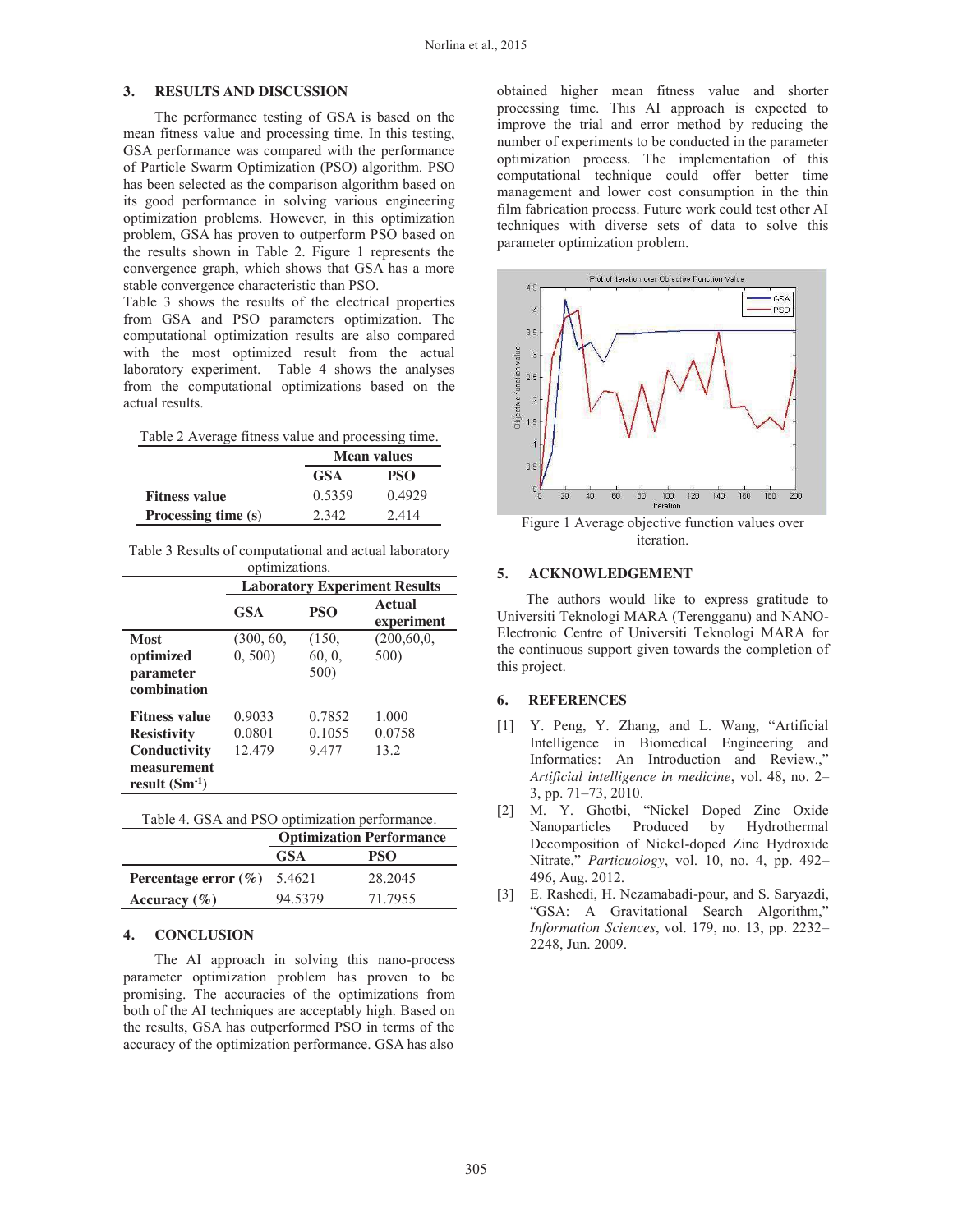## 3. RESULTS AND DISCUSSION

The performance testing of GSA is based on the mean fitness value and processing time. In this testing, GSA performance was compared with the performance of Particle Swarm Optimization (PSO) algorithm. PSO has been selected as the comparison algorithm based on its good performance in solving various engineering optimization problems. However, in this optimization problem, GSA has proven to outperform PSO based on the results shown in Table 2. Figure 1 represents the convergence graph, which shows that GSA has a more stable convergence characteristic than PSO.

Table 3 shows the results of the electrical properties from GSA and PSO parameters optimization. The computational optimization results are also compared with the most optimized result from the actual laboratory experiment. Table 4 shows the analyses from the computational optimizations based on the actual results.

Table 2 Average fitness value and processing time.

| | Mean values | |
|---|---|---|
| | **GSA** | **PSO** |
| **Fitness value** | 0.5359 | 0.4929 |
| **Processing time (s)** | 2.342 | 2.414 |

Table 3 Results of computational and actual laboratory optimizations.

| | Laboratory Experiment Results | | |
|---|---|---|---|
| | **GSA** | **PSO** | **Actual experiment** |
| **Most optimized parameter combination** | (300, 60, 0, 500) | (150, 60, 0, 500) | (200,60,0, 500) |
| **Fitness value** | 0.9033 | 0.7852 | 1.000 |
| **Resistivity** | 0.0801 | 0.1055 | 0.0758 |
| **Conductivity measurement result ($Sm^{-1}$)** | 12.479 | 9.477 | 13.2 |

Table 4. GSA and PSO optimization performance.

| | Optimization Performance | |
|---|---|---|
| | **GSA** | **PSO** |
| **Percentage error (%)** | 5.4621 | 28.2045 |
| **Accuracy (%)** | 94.5379 | 71.7955 |

## 4. CONCLUSION

The AI approach in solving this nano-process parameter optimization problem has proven to be promising. The accuracies of the optimizations from both of the AI techniques are acceptably high. Based on the results, GSA has outperformed PSO in terms of the accuracy of the optimization performance. GSA has also obtained higher mean fitness value and shorter processing time. This AI approach is expected to improve the trial and error method by reducing the number of experiments to be conducted in the parameter optimization process. The implementation of this computational technique could offer better time management and lower cost consumption in the thin film fabrication process. Future work could test other AI techniques with diverse sets of data to solve this parameter optimization problem.

Plot of Iteration over Objective Function Value

GSA
PSO

Objective function value

Iteration

0 0.5 1 1.5 2 2.5 3 3.5 4 4.5

0 20 40 60 80 100 120 140 160 180 200

Figure 1 Average objective function values over iteration.

## 5. ACKNOWLEDGEMENT

The authors would like to express gratitude to Universiti Teknologi MARA (Terengganu) and NANO-Electronic Centre of Universiti Teknologi MARA for the continuous support given towards the completion of this project.

## 6. REFERENCES

[1] Y. Peng, Y. Zhang, and L. Wang, "Artificial Intelligence in Biomedical Engineering and Informatics: An Introduction and Review.," *Artificial intelligence in medicine*, vol. 48, no. 2–3, pp. 71–73, 2010.

[2] M. Y. Ghotbi, "Nickel Doped Zinc Oxide Nanoparticles Produced by Hydrothermal Decomposition of Nickel-doped Zinc Hydroxide Nitrate," *Particuology*, vol. 10, no. 4, pp. 492–496, Aug. 2012.

[3] E. Rashedi, H. Nezamabadi-pour, and S. Saryazdi, "GSA: A Gravitational Search Algorithm," *Information Sciences*, vol. 179, no. 13, pp. 2232–2248, Jun. 2009.